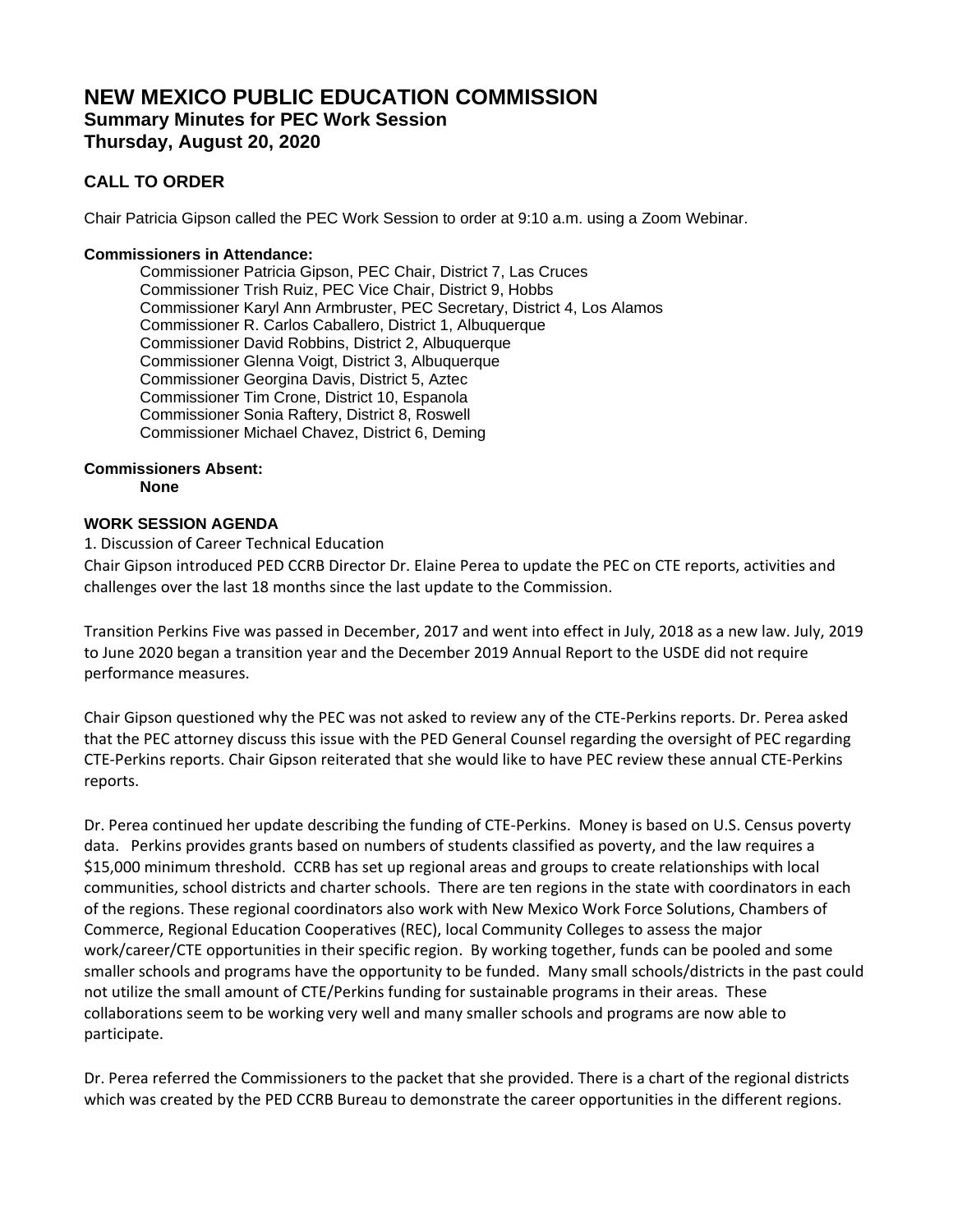# NEW MEXICO PUBLIC EDUCATION COMMISSION

## Summary Minutes for PEC Work Session

## Thursday, August 20, 2020

### CALL TO ORDER

Chair Patricia Gipson called the PEC Work Session to order at 9:10 a.m. using a Zoom Webinar.

**Commissioners in Attendance:**

Commissioner Patricia Gipson, PEC Chair, District 7, Las Cruces
Commissioner Trish Ruiz, PEC Vice Chair, District 9, Hobbs
Commissioner Karyl Ann Armbruster, PEC Secretary, District 4, Los Alamos
Commissioner R. Carlos Caballero, District 1, Albuquerque
Commissioner David Robbins, District 2, Albuquerque
Commissioner Glenna Voigt, District 3, Albuquerque
Commissioner Georgina Davis, District 5, Aztec
Commissioner Tim Crone, District 10, Espanola
Commissioner Sonia Raftery, District 8, Roswell
Commissioner Michael Chavez, District 6, Deming

**Commissioners Absent:**

**None**

**WORK SESSION AGENDA**

1. Discussion of Career Technical Education

Chair Gipson introduced PED CCRB Director Dr. Elaine Perea to update the PEC on CTE reports, activities and challenges over the last 18 months since the last update to the Commission.

Transition Perkins Five was passed in December, 2017 and went into effect in July, 2018 as a new law. July, 2019 to June 2020 began a transition year and the December 2019 Annual Report to the USDE did not require performance measures.

Chair Gipson questioned why the PEC was not asked to review any of the CTE-Perkins reports. Dr. Perea asked that the PEC attorney discuss this issue with the PED General Counsel regarding the oversight of PEC regarding CTE-Perkins reports. Chair Gipson reiterated that she would like to have PEC review these annual CTE-Perkins reports.

Dr. Perea continued her update describing the funding of CTE-Perkins. Money is based on U.S. Census poverty data. Perkins provides grants based on numbers of students classified as poverty, and the law requires a $15,000 minimum threshold. CCRB has set up regional areas and groups to create relationships with local communities, school districts and charter schools. There are ten regions in the state with coordinators in each of the regions. These regional coordinators also work with New Mexico Work Force Solutions, Chambers of Commerce, Regional Education Cooperatives (REC), local Community Colleges to assess the major work/career/CTE opportunities in their specific region. By working together, funds can be pooled and some smaller schools and programs have the opportunity to be funded. Many small schools/districts in the past could not utilize the small amount of CTE/Perkins funding for sustainable programs in their areas. These collaborations seem to be working very well and many smaller schools and programs are now able to participate.

Dr. Perea referred the Commissioners to the packet that she provided. There is a chart of the regional districts which was created by the PED CCRB Bureau to demonstrate the career opportunities in the different regions.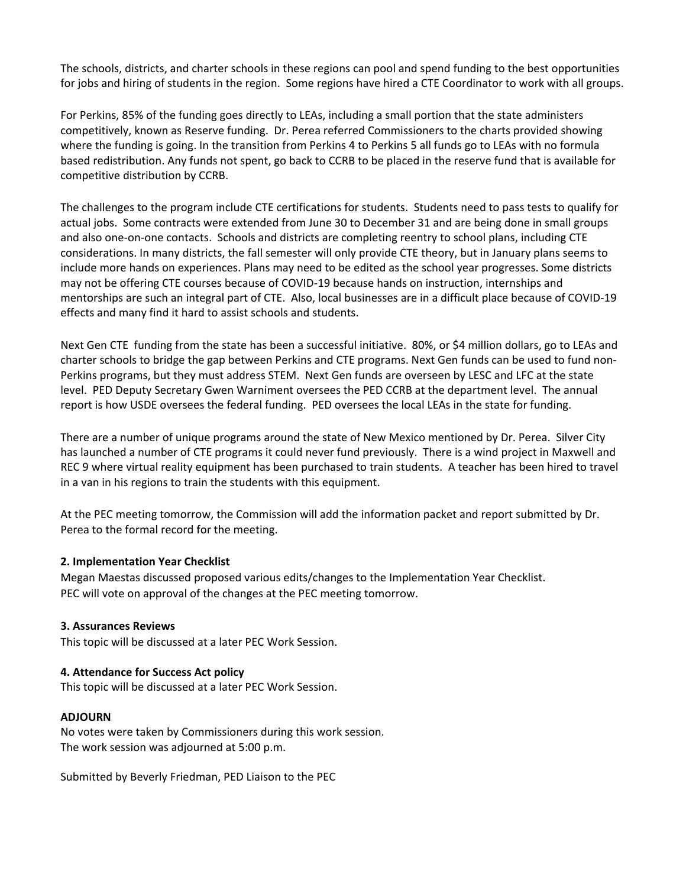The schools, districts, and charter schools in these regions can pool and spend funding to the best opportunities for jobs and hiring of students in the region. Some regions have hired a CTE Coordinator to work with all groups.

For Perkins, 85% of the funding goes directly to LEAs, including a small portion that the state administers competitively, known as Reserve funding. Dr. Perea referred Commissioners to the charts provided showing where the funding is going. In the transition from Perkins 4 to Perkins 5 all funds go to LEAs with no formula based redistribution. Any funds not spent, go back to CCRB to be placed in the reserve fund that is available for competitive distribution by CCRB.

The challenges to the program include CTE certifications for students. Students need to pass tests to qualify for actual jobs. Some contracts were extended from June 30 to December 31 and are being done in small groups and also one-on-one contacts. Schools and districts are completing reentry to school plans, including CTE considerations. In many districts, the fall semester will only provide CTE theory, but in January plans seems to include more hands on experiences. Plans may need to be edited as the school year progresses. Some districts may not be offering CTE courses because of COVID-19 because hands on instruction, internships and mentorships are such an integral part of CTE. Also, local businesses are in a difficult place because of COVID-19 effects and many find it hard to assist schools and students.

Next Gen CTE funding from the state has been a successful initiative. 80%, or $4 million dollars, go to LEAs and charter schools to bridge the gap between Perkins and CTE programs. Next Gen funds can be used to fund non-Perkins programs, but they must address STEM. Next Gen funds are overseen by LESC and LFC at the state level. PED Deputy Secretary Gwen Warniment oversees the PED CCRB at the department level. The annual report is how USDE oversees the federal funding. PED oversees the local LEAs in the state for funding.

There are a number of unique programs around the state of New Mexico mentioned by Dr. Perea. Silver City has launched a number of CTE programs it could never fund previously. There is a wind project in Maxwell and REC 9 where virtual reality equipment has been purchased to train students. A teacher has been hired to travel in a van in his regions to train the students with this equipment.

At the PEC meeting tomorrow, the Commission will add the information packet and report submitted by Dr. Perea to the formal record for the meeting.

**2. Implementation Year Checklist**

Megan Maestas discussed proposed various edits/changes to the Implementation Year Checklist.
PEC will vote on approval of the changes at the PEC meeting tomorrow.

**3. Assurances Reviews**

This topic will be discussed at a later PEC Work Session.

**4. Attendance for Success Act policy**

This topic will be discussed at a later PEC Work Session.

**ADJOURN**

No votes were taken by Commissioners during this work session.
The work session was adjourned at 5:00 p.m.

Submitted by Beverly Friedman, PED Liaison to the PEC